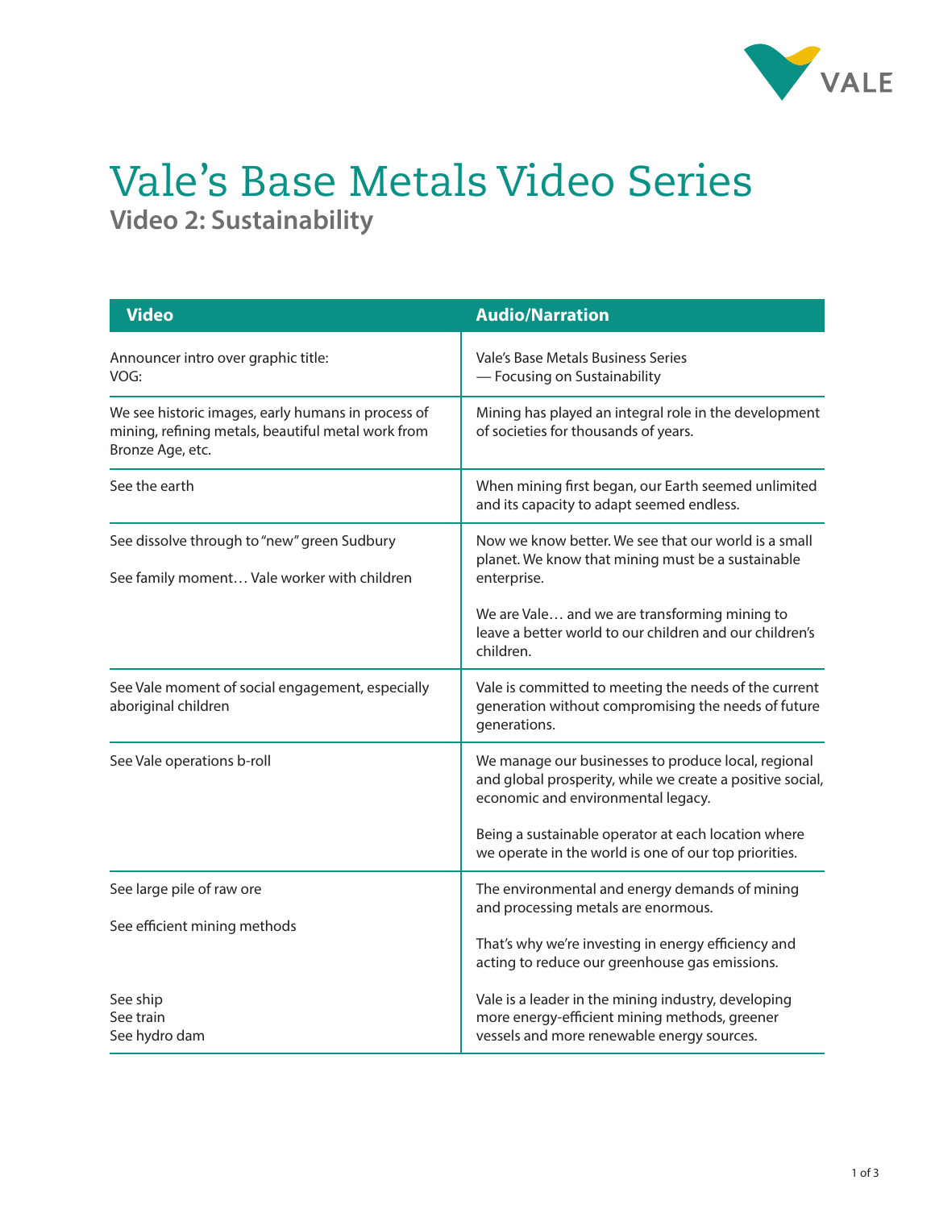# Vale’s Base Metals Video Series

## Video 2: Sustainability

| Video | Audio/Narration |
| --- | --- |
| Announcer intro over graphic title:<br>VOG: | Vale’s Base Metals Business Series<br>— Focusing on Sustainability |
| We see historic images, early humans in process of mining, refining metals, beautiful metal work from Bronze Age, etc. | Mining has played an integral role in the development of societies for thousands of years. |
| See the earth | When mining first began, our Earth seemed unlimited and its capacity to adapt seemed endless. |
| See dissolve through to “new” green Sudbury<br><br>See family moment… Vale worker with children | Now we know better. We see that our world is a small planet. We know that mining must be a sustainable enterprise.<br><br>We are Vale… and we are transforming mining to leave a better world to our children and our children’s children. |
| See Vale moment of social engagement, especially aboriginal children | Vale is committed to meeting the needs of the current generation without compromising the needs of future generations. |
| See Vale operations b-roll | We manage our businesses to produce local, regional and global prosperity, while we create a positive social, economic and environmental legacy.<br><br>Being a sustainable operator at each location where we operate in the world is one of our top priorities. |
| See large pile of raw ore<br><br>See efficient mining methods<br><br>See ship<br>See train<br>See hydro dam | The environmental and energy demands of mining and processing metals are enormous.<br><br>That’s why we’re investing in energy efficiency and acting to reduce our greenhouse gas emissions.<br><br>Vale is a leader in the mining industry, developing more energy-efficient mining methods, greener vessels and more renewable energy sources. |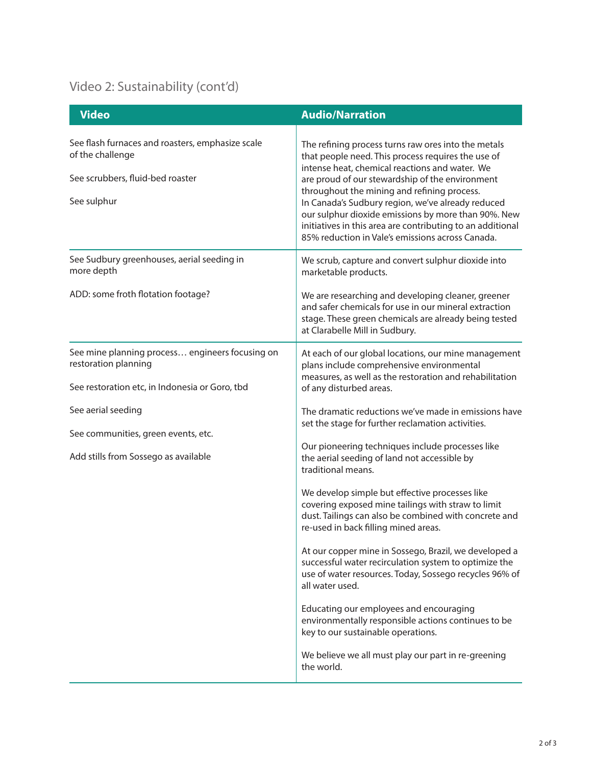## Video 2: Sustainability (cont'd)

| Video | Audio/Narration |
|---|---|
| See flash furnaces and roasters, emphasize scale of the challenge<br><br>See scrubbers, fluid-bed roaster<br><br>See sulphur | The refining process turns raw ores into the metals that people need. This process requires the use of intense heat, chemical reactions and water. We are proud of our stewardship of the environment throughout the mining and refining process.<br>In Canada's Sudbury region, we've already reduced our sulphur dioxide emissions by more than 90%. New initiatives in this area are contributing to an additional 85% reduction in Vale's emissions across Canada. |
| See Sudbury greenhouses, aerial seeding in more depth<br><br>ADD: some froth flotation footage? | We scrub, capture and convert sulphur dioxide into marketable products.<br><br>We are researching and developing cleaner, greener and safer chemicals for use in our mineral extraction stage. These green chemicals are already being tested at Clarabelle Mill in Sudbury. |
| See mine planning process… engineers focusing on restoration planning<br><br>See restoration etc, in Indonesia or Goro, tbd<br><br>See aerial seeding<br><br>See communities, green events, etc.<br><br>Add stills from Sossego as available | At each of our global locations, our mine management plans include comprehensive environmental measures, as well as the restoration and rehabilitation of any disturbed areas.<br><br>The dramatic reductions we've made in emissions have set the stage for further reclamation activities.<br><br>Our pioneering techniques include processes like the aerial seeding of land not accessible by traditional means.<br><br>We develop simple but effective processes like covering exposed mine tailings with straw to limit dust. Tailings can also be combined with concrete and re-used in back filling mined areas.<br><br>At our copper mine in Sossego, Brazil, we developed a successful water recirculation system to optimize the use of water resources. Today, Sossego recycles 96% of all water used.<br><br>Educating our employees and encouraging environmentally responsible actions continues to be key to our sustainable operations.<br><br>We believe we all must play our part in re-greening the world. |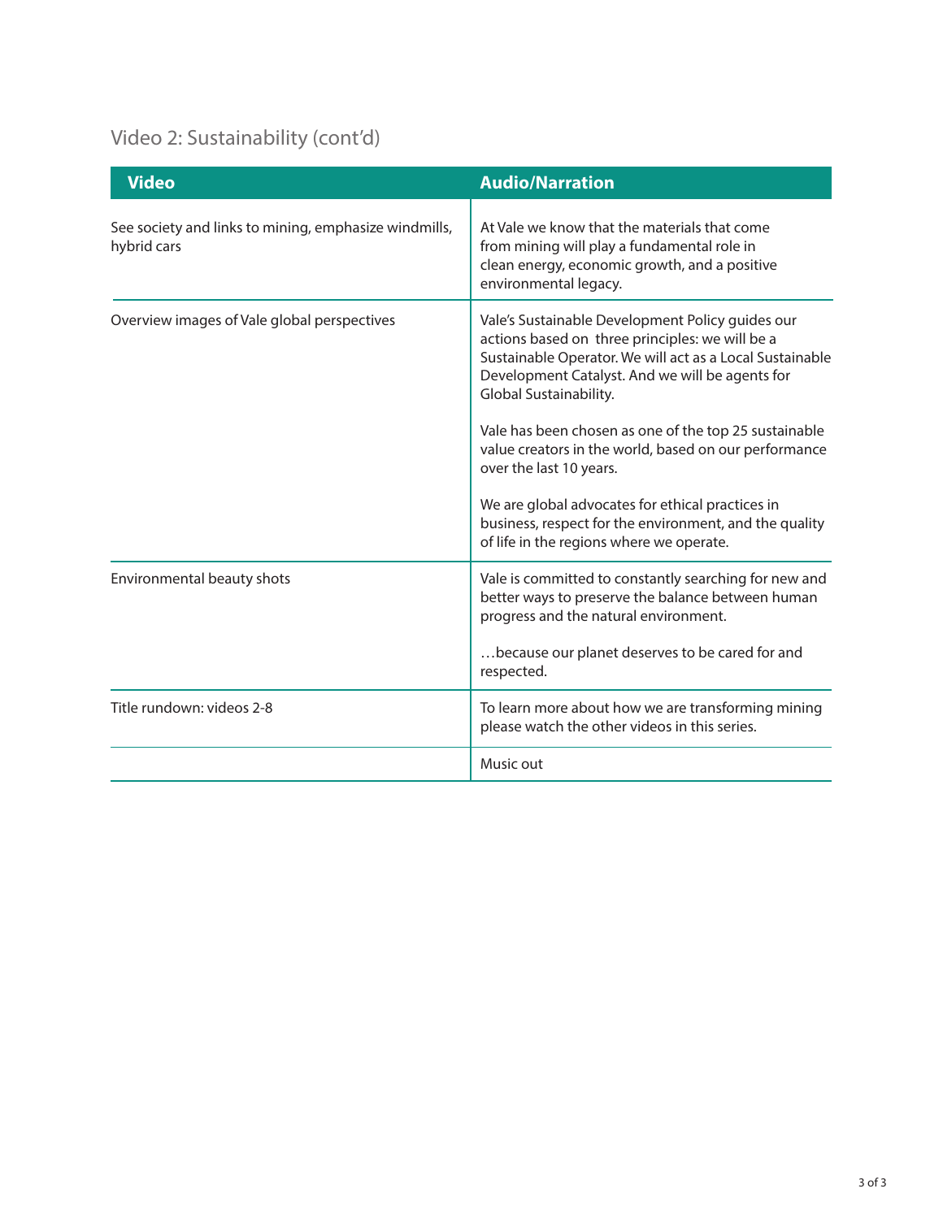## Video 2: Sustainability (cont'd)

| Video | Audio/Narration |
|---|---|
| See society and links to mining, emphasize windmills, hybrid cars | At Vale we know that the materials that come from mining will play a fundamental role in clean energy, economic growth, and a positive environmental legacy. |
| Overview images of Vale global perspectives | Vale's Sustainable Development Policy guides our actions based on three principles: we will be a Sustainable Operator. We will act as a Local Sustainable Development Catalyst. And we will be agents for Global Sustainability.<br><br>Vale has been chosen as one of the top 25 sustainable value creators in the world, based on our performance over the last 10 years.<br><br>We are global advocates for ethical practices in business, respect for the environment, and the quality of life in the regions where we operate. |
| Environmental beauty shots | Vale is committed to constantly searching for new and better ways to preserve the balance between human progress and the natural environment.<br><br>…because our planet deserves to be cared for and respected. |
| Title rundown: videos 2-8 | To learn more about how we are transforming mining please watch the other videos in this series. |
| | Music out |